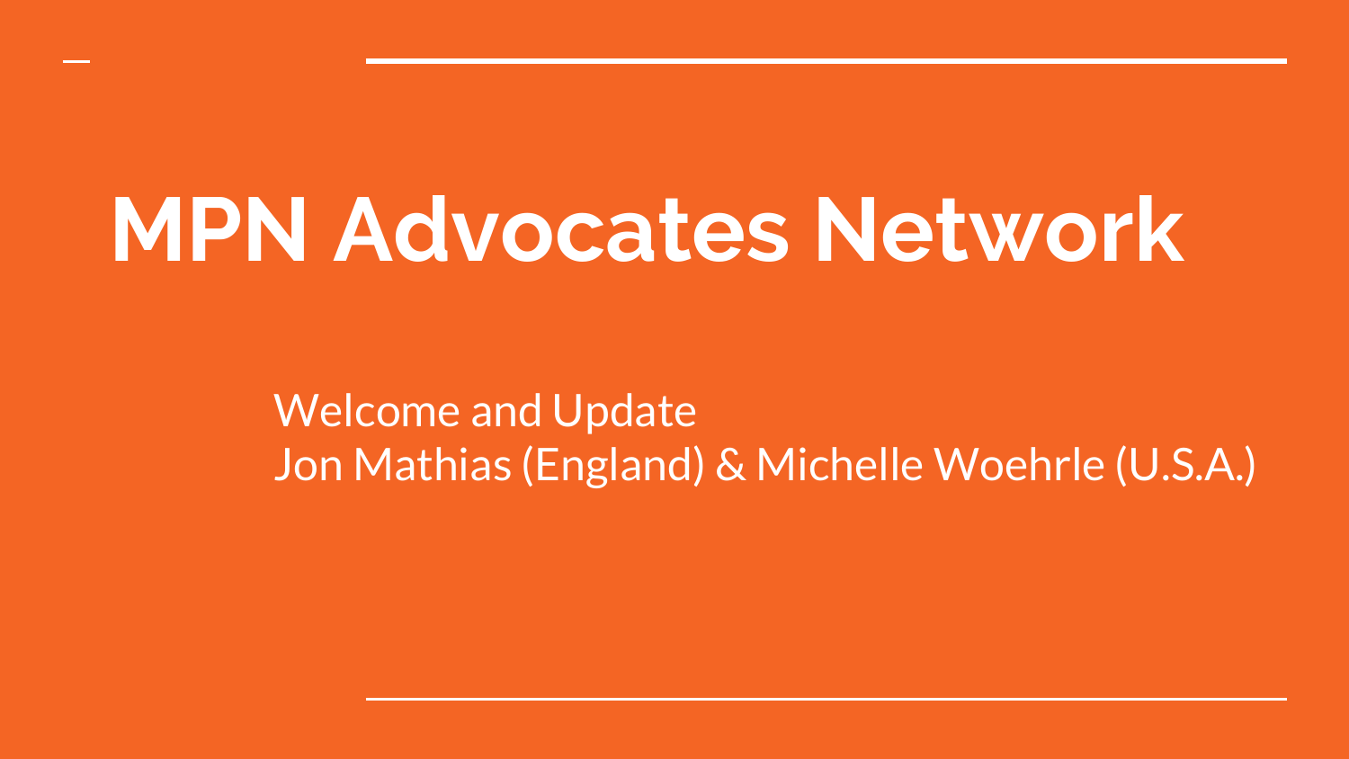# MPN Advocates Network

Welcome and Update
Jon Mathias (England) & Michelle Woehrle (U.S.A.)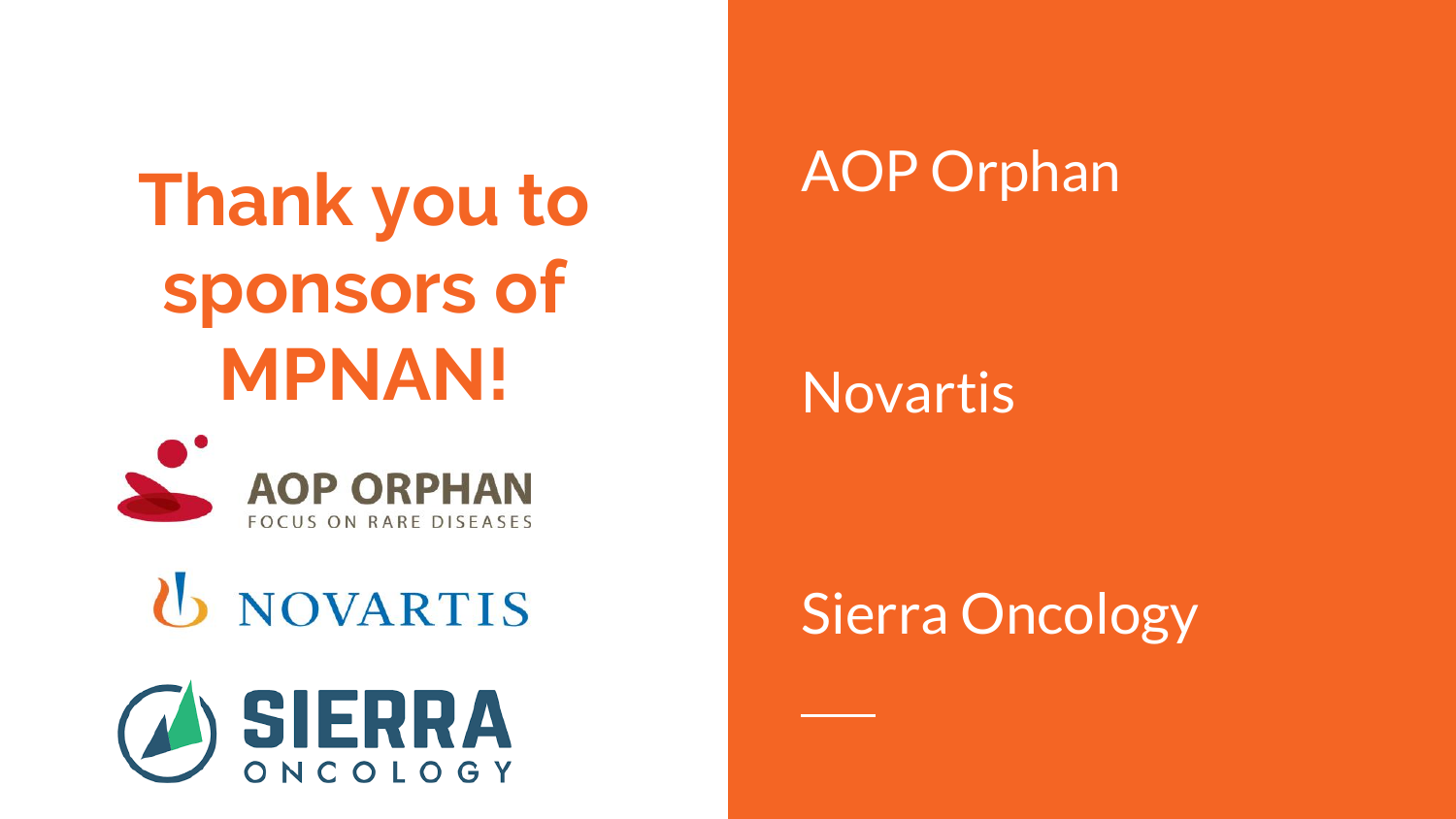# Thank you to sponsors of MPNAN!

AOP Orphan

Novartis

Sierra Oncology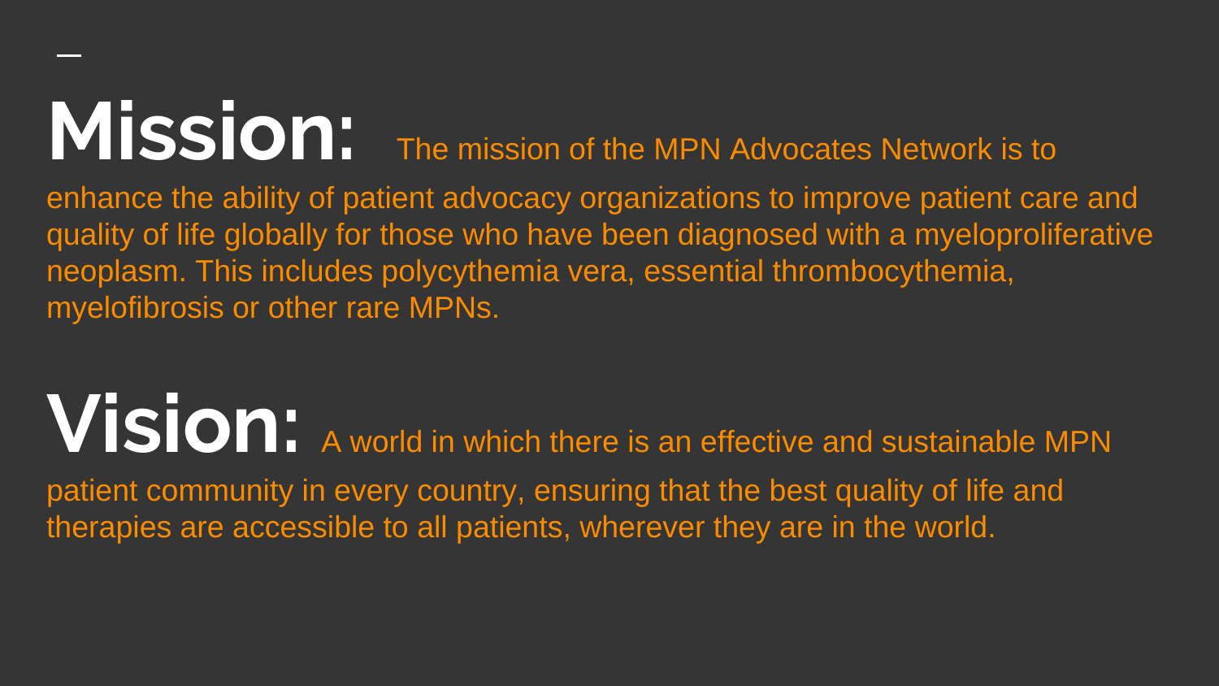**Mission:** The mission of the MPN Advocates Network is to enhance the ability of patient advocacy organizations to improve patient care and quality of life globally for those who have been diagnosed with a myeloproliferative neoplasm. This includes polycythemia vera, essential thrombocythemia, myelofibrosis or other rare MPNs.

**Vision:** A world in which there is an effective and sustainable MPN patient community in every country, ensuring that the best quality of life and therapies are accessible to all patients, wherever they are in the world.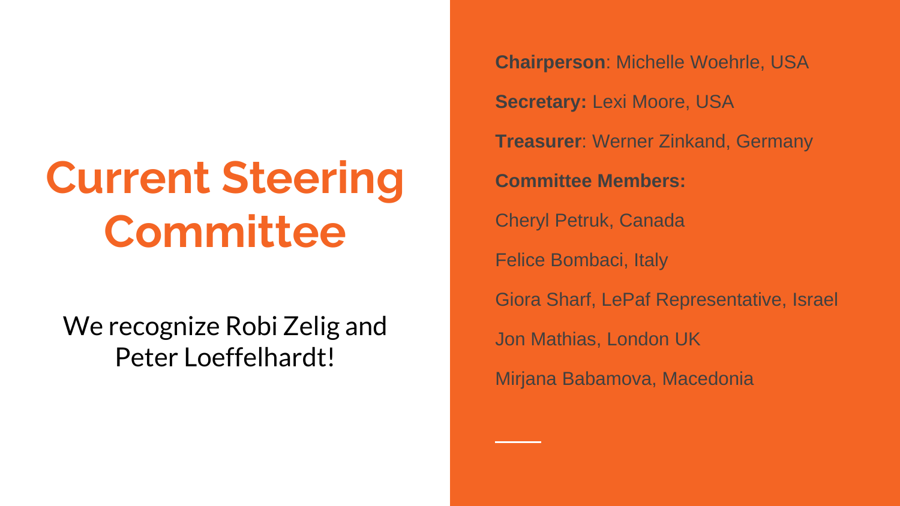# Current Steering Committee

We recognize Robi Zelig and Peter Loeffelhardt!

**Chairperson**: Michelle Woehrle, USA

**Secretary:** Lexi Moore, USA

**Treasurer**: Werner Zinkand, Germany

**Committee Members:**

Cheryl Petruk, Canada

Felice Bombaci, Italy

Giora Sharf, LePaf Representative, Israel

Jon Mathias, London UK

Mirjana Babamova, Macedonia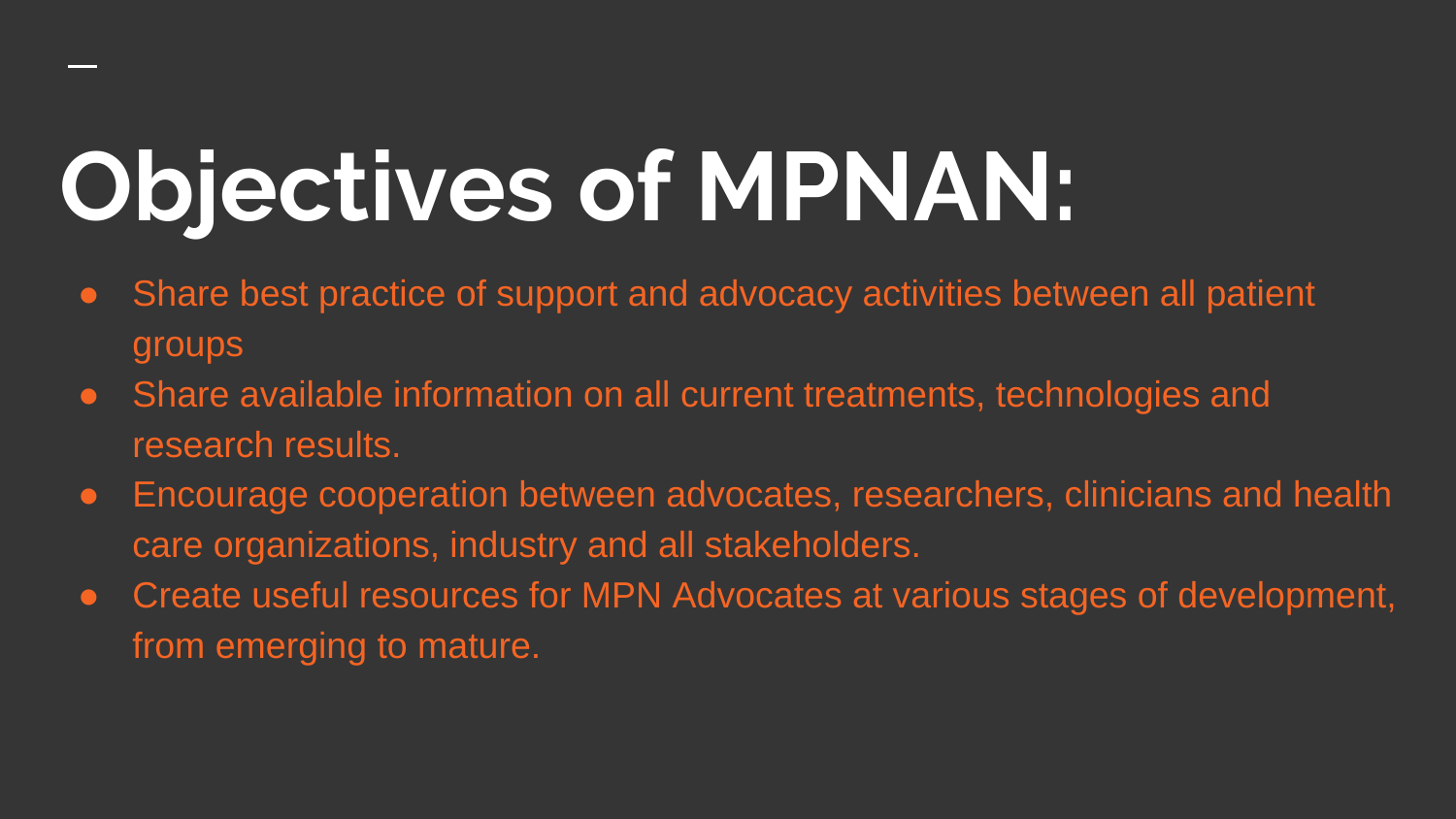# Objectives of MPNAN:

- Share best practice of support and advocacy activities between all patient groups
- Share available information on all current treatments, technologies and research results.
- Encourage cooperation between advocates, researchers, clinicians and health care organizations, industry and all stakeholders.
- Create useful resources for MPN Advocates at various stages of development, from emerging to mature.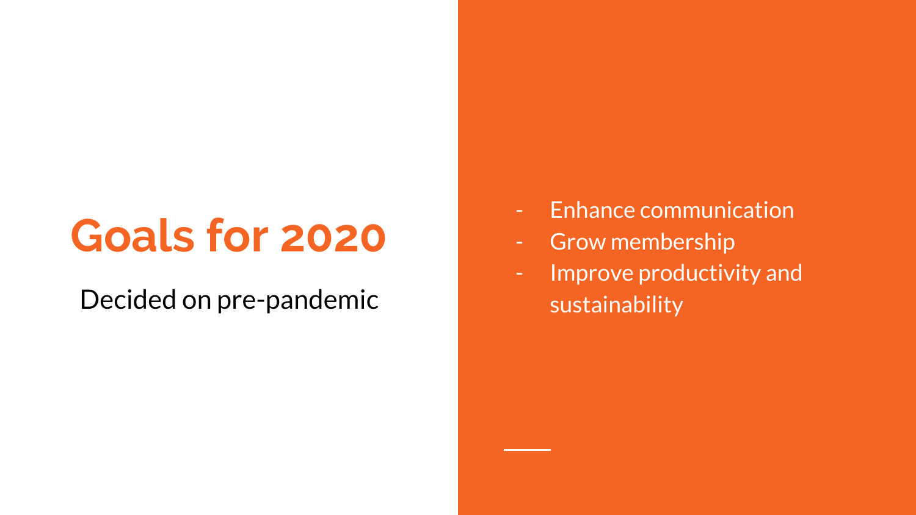# Goals for 2020

Decided on pre-pandemic

- Enhance communication
- Grow membership
- Improve productivity and sustainability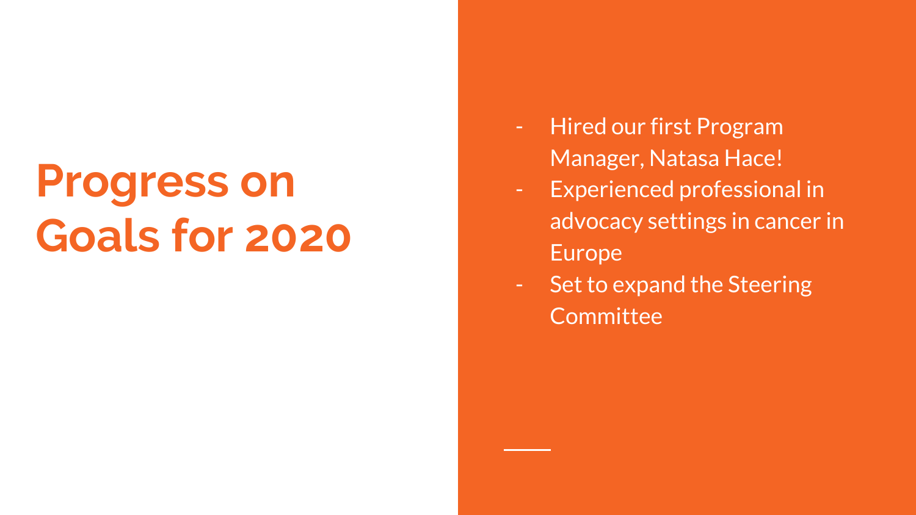# Progress on Goals for 2020

- Hired our first Program Manager, Natasa Hace!
- Experienced professional in advocacy settings in cancer in Europe
- Set to expand the Steering Committee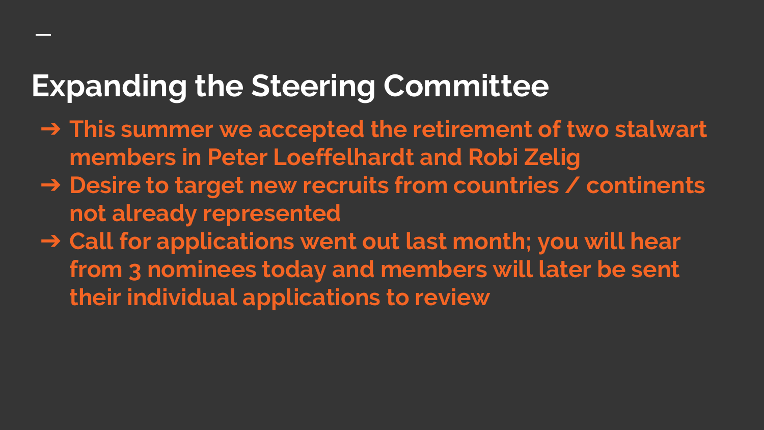## Expanding the Steering Committee

- This summer we accepted the retirement of two stalwart members in Peter Loeffelhardt and Robi Zelig
- Desire to target new recruits from countries / continents not already represented
- Call for applications went out last month; you will hear from 3 nominees today and members will later be sent their individual applications to review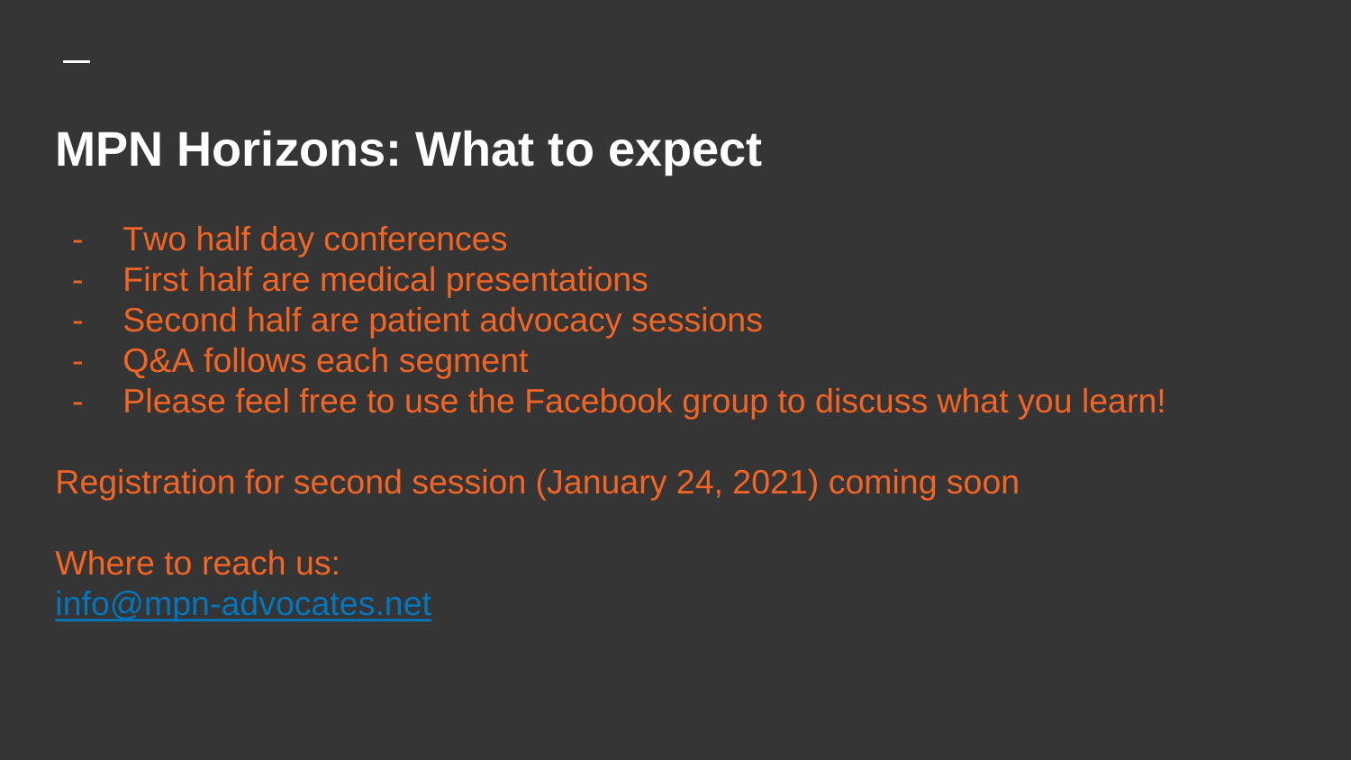# MPN Horizons: What to expect

- Two half day conferences
- First half are medical presentations
- Second half are patient advocacy sessions
- Q&A follows each segment
- Please feel free to use the Facebook group to discuss what you learn!

Registration for second session (January 24, 2021) coming soon

Where to reach us:
info@mpn-advocates.net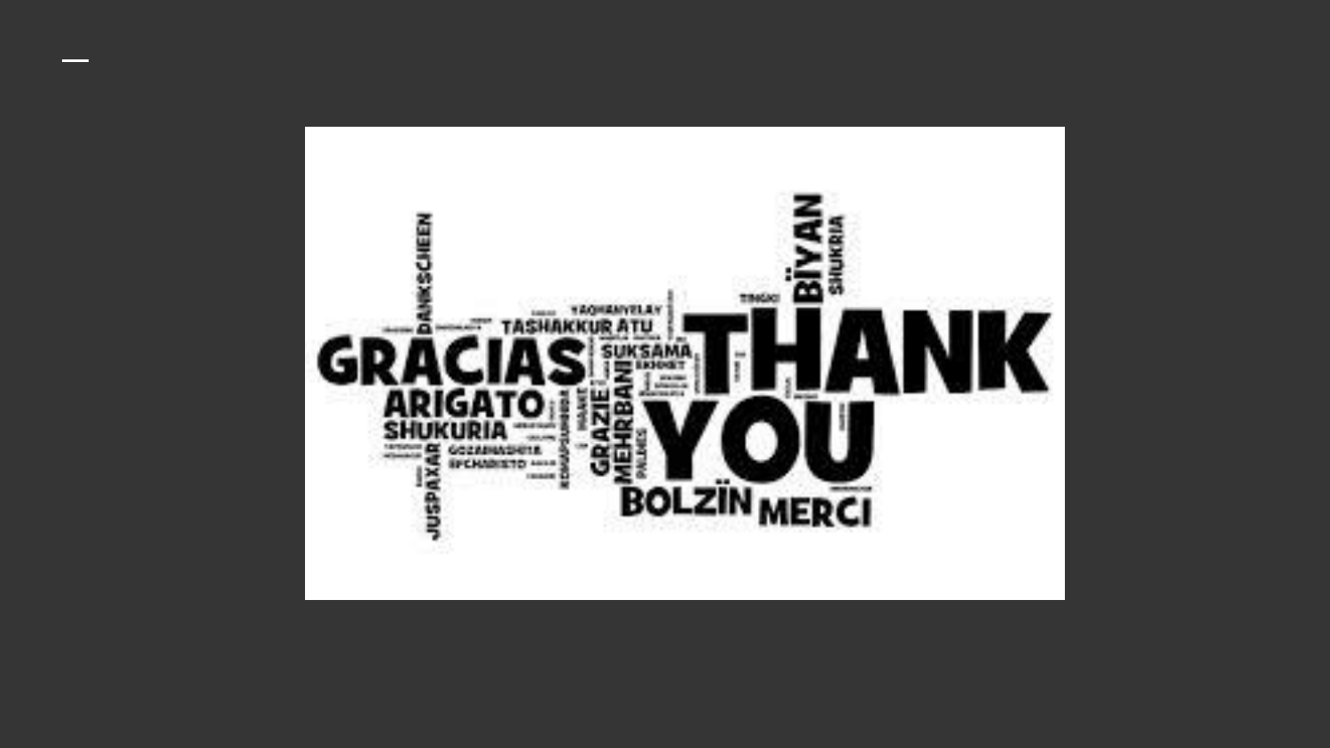THANK YOU

GRACIAS

ARIGATO

SHUKURIA

DANKSCHEEN

TASHAKKUR ATU

YAQHANYELAY

SUKSAMA

GRAZIE

MEHRBANI

JUSPAXAR

GOZAIMASHITA

EFCHARISTO

BIYAN

SHUKRIA

TINGKI

BOLZÏN

MERCI